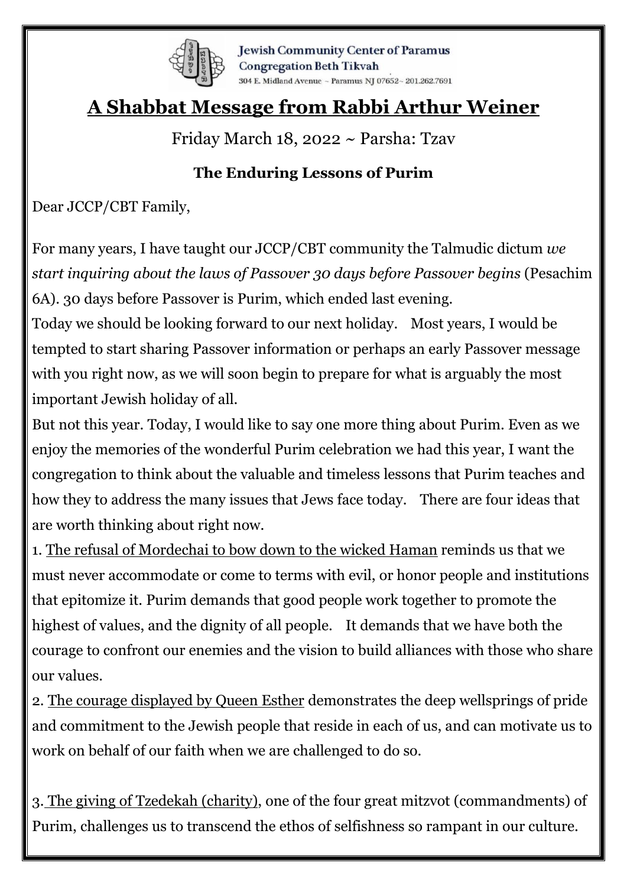Jewish Community Center of Paramus
Congregation Beth Tikvah
304 E. Midland Avenue ~ Paramus NJ 07652 ~ 201.262.7691

# A Shabbat Message from Rabbi Arthur Weiner

Friday March 18, 2022 ~ Parsha: Tzav

### The Enduring Lessons of Purim

Dear JCCP/CBT Family,

For many years, I have taught our JCCP/CBT community the Talmudic dictum *we start inquiring about the laws of Passover 30 days before Passover begins* (Pesachim 6A). 30 days before Passover is Purim, which ended last evening.

Today we should be looking forward to our next holiday. Most years, I would be tempted to start sharing Passover information or perhaps an early Passover message with you right now, as we will soon begin to prepare for what is arguably the most important Jewish holiday of all.

But not this year. Today, I would like to say one more thing about Purim. Even as we enjoy the memories of the wonderful Purim celebration we had this year, I want the congregation to think about the valuable and timeless lessons that Purim teaches and how they to address the many issues that Jews face today. There are four ideas that are worth thinking about right now.

1. <u>The refusal of Mordechai to bow down to the wicked Haman</u> reminds us that we must never accommodate or come to terms with evil, or honor people and institutions that epitomize it. Purim demands that good people work together to promote the highest of values, and the dignity of all people. It demands that we have both the courage to confront our enemies and the vision to build alliances with those who share our values.

2. <u>The courage displayed by Queen Esther</u> demonstrates the deep wellsprings of pride and commitment to the Jewish people that reside in each of us, and can motivate us to work on behalf of our faith when we are challenged to do so.

3. <u>The giving of Tzedekah (charity)</u>, one of the four great mitzvot (commandments) of Purim, challenges us to transcend the ethos of selfishness so rampant in our culture.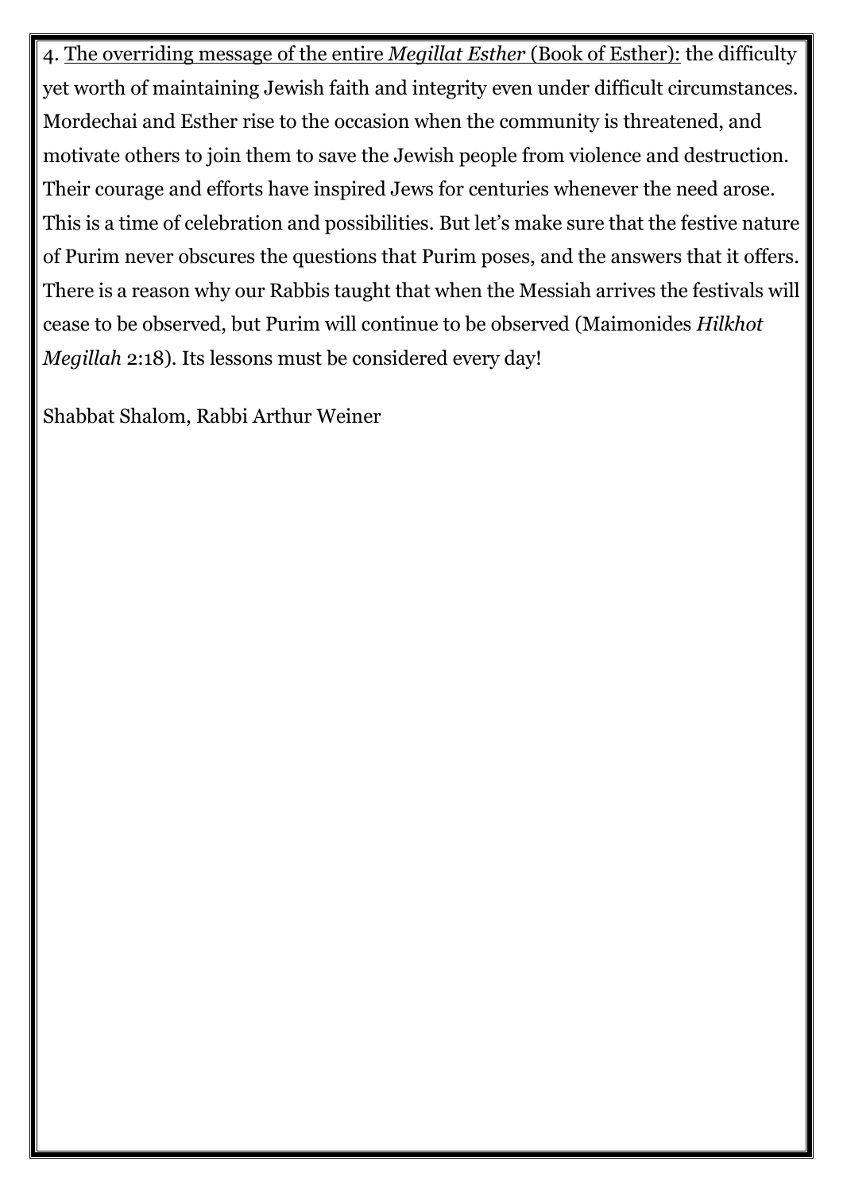4. The overriding message of the entire *Megillat Esther* (Book of Esther): the difficulty yet worth of maintaining Jewish faith and integrity even under difficult circumstances. Mordechai and Esther rise to the occasion when the community is threatened, and motivate others to join them to save the Jewish people from violence and destruction. Their courage and efforts have inspired Jews for centuries whenever the need arose. This is a time of celebration and possibilities. But let's make sure that the festive nature of Purim never obscures the questions that Purim poses, and the answers that it offers. There is a reason why our Rabbis taught that when the Messiah arrives the festivals will cease to be observed, but Purim will continue to be observed (Maimonides *Hilkhot Megillah* 2:18). Its lessons must be considered every day!

Shabbat Shalom, Rabbi Arthur Weiner